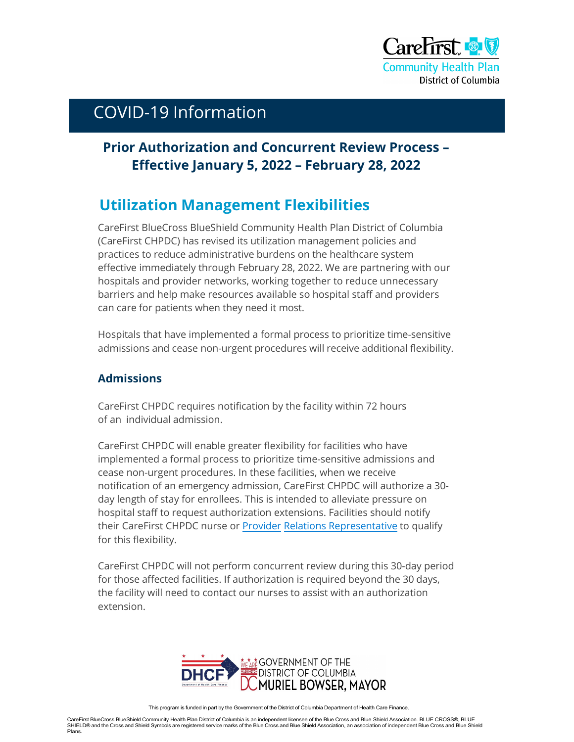# COVID-19 Information

## Prior Authorization and Concurrent Review Process – Effective January 5, 2022 – February 28, 2022

## Utilization Management Flexibilities

CareFirst BlueCross BlueShield Community Health Plan District of Columbia (CareFirst CHPDC) has revised its utilization management policies and practices to reduce administrative burdens on the healthcare system effective immediately through February 28, 2022. We are partnering with our hospitals and provider networks, working together to reduce unnecessary barriers and help make resources available so hospital staff and providers can care for patients when they need it most.

Hospitals that have implemented a formal process to prioritize time-sensitive admissions and cease non-urgent procedures will receive additional flexibility.

### Admissions

CareFirst CHPDC requires notification by the facility within 72 hours of an individual admission.

CareFirst CHPDC will enable greater flexibility for facilities who have implemented a formal process to prioritize time-sensitive admissions and cease non-urgent procedures. In these facilities, when we receive notification of an emergency admission, CareFirst CHPDC will authorize a 30-day length of stay for enrollees. This is intended to alleviate pressure on hospital staff to request authorization extensions. Facilities should notify their CareFirst CHPDC nurse or Provider Relations Representative to qualify for this flexibility.

CareFirst CHPDC will not perform concurrent review during this 30-day period for those affected facilities. If authorization is required beyond the 30 days, the facility will need to contact our nurses to assist with an authorization extension.

This program is funded in part by the Government of the District of Columbia Department of Health Care Finance.

CareFirst BlueCross BlueShield Community Health Plan District of Columbia is an independent licensee of the Blue Cross and Blue Shield Association. BLUE CROSS®, BLUE SHIELD® and the Cross and Shield Symbols are registered service marks of the Blue Cross and Blue Shield Association, an association of independent Blue Cross and Blue Shield Plans.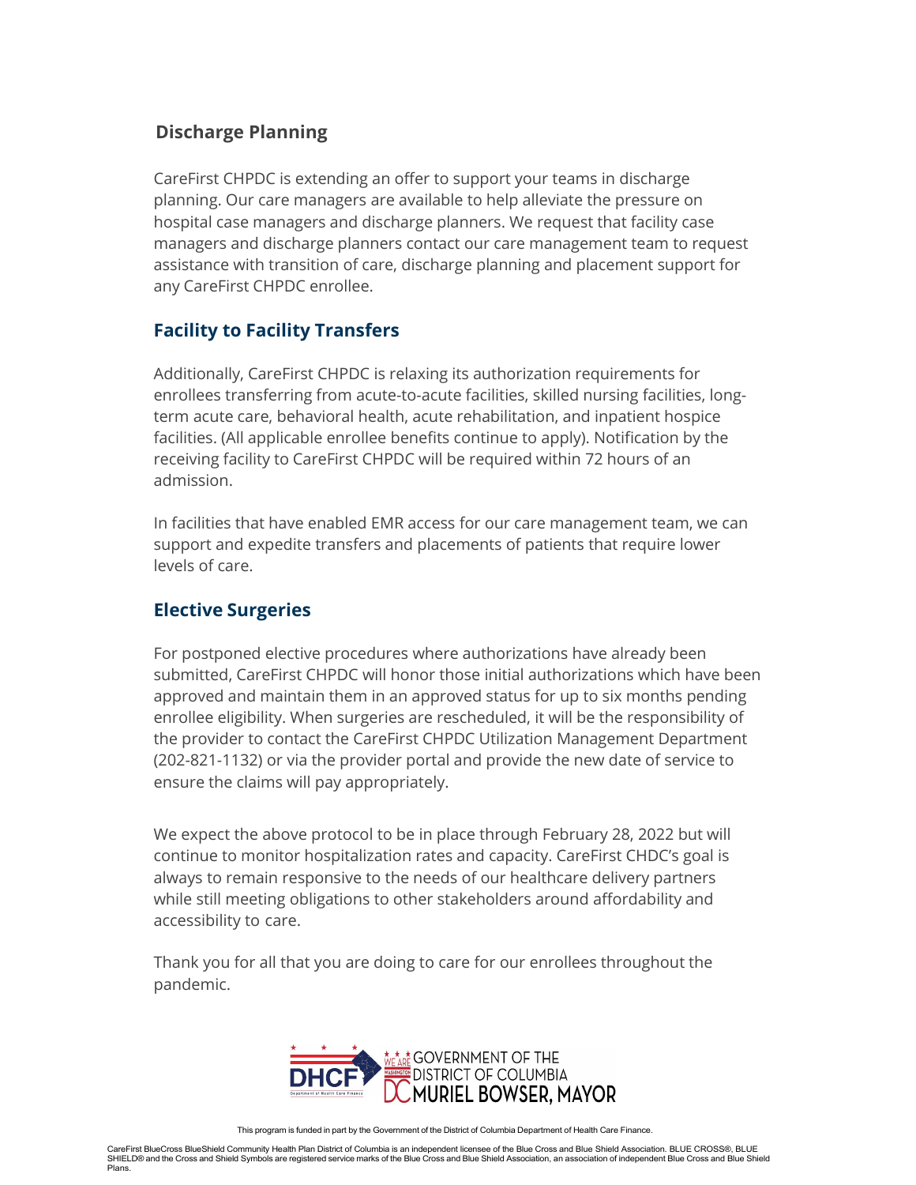## Discharge Planning

CareFirst CHPDC is extending an offer to support your teams in discharge planning. Our care managers are available to help alleviate the pressure on hospital case managers and discharge planners. We request that facility case managers and discharge planners contact our care management team to request assistance with transition of care, discharge planning and placement support for any CareFirst CHPDC enrollee.

## Facility to Facility Transfers

Additionally, CareFirst CHPDC is relaxing its authorization requirements for enrollees transferring from acute-to-acute facilities, skilled nursing facilities, long-term acute care, behavioral health, acute rehabilitation, and inpatient hospice facilities. (All applicable enrollee benefits continue to apply). Notification by the receiving facility to CareFirst CHPDC will be required within 72 hours of an admission.

In facilities that have enabled EMR access for our care management team, we can support and expedite transfers and placements of patients that require lower levels of care.

## Elective Surgeries

For postponed elective procedures where authorizations have already been submitted, CareFirst CHPDC will honor those initial authorizations which have been approved and maintain them in an approved status for up to six months pending enrollee eligibility. When surgeries are rescheduled, it will be the responsibility of the provider to contact the CareFirst CHPDC Utilization Management Department (202-821-1132) or via the provider portal and provide the new date of service to ensure the claims will pay appropriately.

We expect the above protocol to be in place through February 28, 2022 but will continue to monitor hospitalization rates and capacity. CareFirst CHDC's goal is always to remain responsive to the needs of our healthcare delivery partners while still meeting obligations to other stakeholders around affordability and accessibility to care.

Thank you for all that you are doing to care for our enrollees throughout the pandemic.

DHCF Department of Health Care Finance

WE ARE WASHINGTON GOVERNMENT OF THE DISTRICT OF COLUMBIA DC MURIEL BOWSER, MAYOR

This program is funded in part by the Government of the District of Columbia Department of Health Care Finance.

CareFirst BlueCross BlueShield Community Health Plan District of Columbia is an independent licensee of the Blue Cross and Blue Shield Association. BLUE CROSS®, BLUE SHIELD® and the Cross and Shield Symbols are registered service marks of the Blue Cross and Blue Shield Association, an association of independent Blue Cross and Blue Shield Plans.